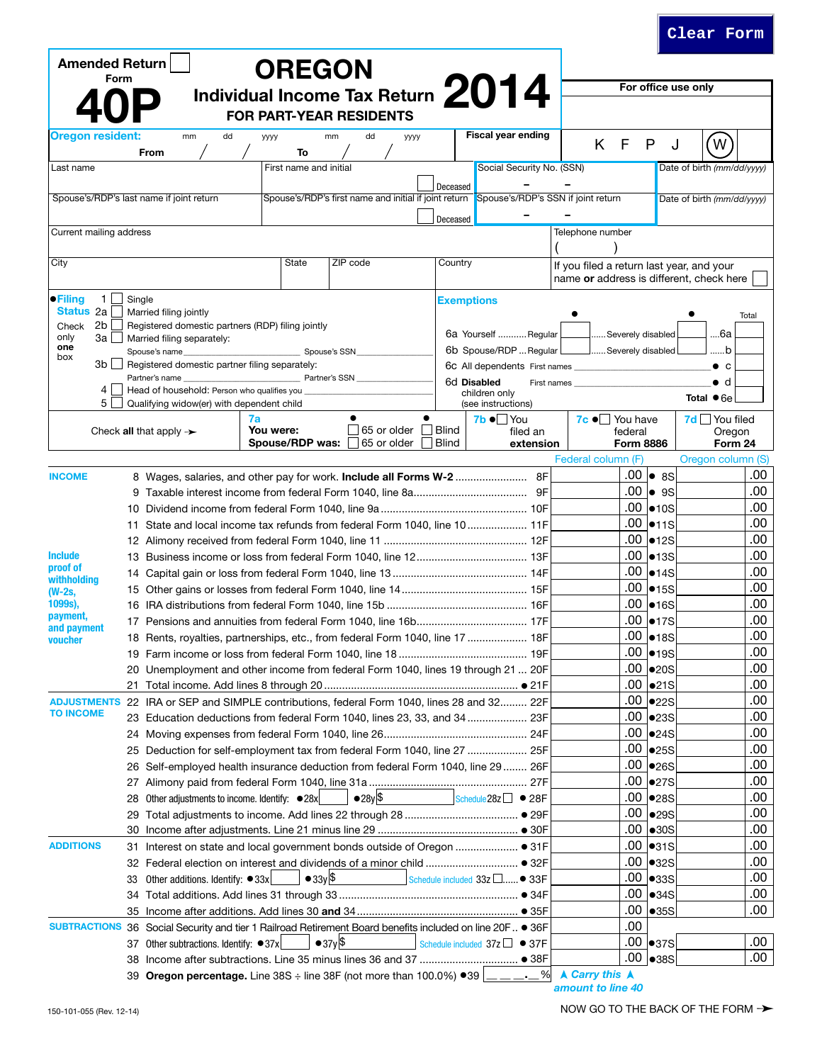Clear Form

Amended Return ☐

Form

# 40P

# OREGON

## Individual Income Tax Return 2014

### FOR PART-YEAR RESIDENTS

For office use only

**Oregon resident:** From mm / dd / yyyy To mm / dd / yyyy

Fiscal year ending

K F P J (W)

| | | | |
|---|---|---|---|
| Last name | First name and initial ☐ Deceased | Social Security No. (SSN) – – | Date of birth *(mm/dd/yyyy)* |
| Spouse's/RDP's last name if joint return | Spouse's/RDP's first name and initial if joint return ☐ Deceased | Spouse's/RDP's SSN if joint return – – | Date of birth *(mm/dd/yyyy)* |
| Current mailing address | | Telephone number ( ) | |
| City / State / ZIP code | Country | If you filed a return last year, and your name **or** address is different, check here ☐ | |

**Filing Status** — Check only **one** box

- 1 ☐ Single
- 2a ☐ Married filing jointly
- 2b ☐ Registered domestic partners (RDP) filing jointly
- 3a ☐ Married filing separately: Spouse's name ______ Spouse's SSN ______
- 3b ☐ Registered domestic partner filing separately: Partner's name ______ Partner's SSN ______
- 4 ☐ Head of household: Person who qualifies you ______
- 5 ☐ Qualifying widow(er) with dependent child

**Exemptions**

| | | | Total |
|---|---|---|---|
| 6a Yourself ........... Regular | ......Severely disabled | ....6a | |
| 6b Spouse/RDP ... Regular | ......Severely disabled | ......b | |
| 6c All dependents First names | | ● c | |
| 6d Disabled children only (see instructions) First names | | ● d | |
| | | Total ● 6e | |

Check **all** that apply ➛ **7a** You were: ☐ 65 or older ☐ Blind; Spouse/RDP was: ☐ 65 or older ☐ Blind | **7b** ● ☐ You filed an extension | **7c** ● ☐ You have federal Form 8886 | **7d** ☐ You filed Oregon Form 24

Include proof of withholding (W-2s, 1099s), payment, and payment voucher

| Section | Line | Description | Federal column (F) | Oregon column (S) |
|---|---|---|---|---|
| **INCOME** | 8 | Wages, salaries, and other pay for work. **Include all Forms W-2** ........ 8F | .00 | ● 8S .00 |
| | 9 | Taxable interest income from federal Form 1040, line 8a ........ 9F | .00 | ● 9S .00 |
| | 10 | Dividend income from federal Form 1040, line 9a ........ 10F | .00 | ●10S .00 |
| | 11 | State and local income tax refunds from federal Form 1040, line 10 ........ 11F | .00 | ●11S .00 |
| | 12 | Alimony received from federal Form 1040, line 11 ........ 12F | .00 | ●12S .00 |
| | 13 | Business income or loss from federal Form 1040, line 12 ........ 13F | .00 | ●13S .00 |
| | 14 | Capital gain or loss from federal Form 1040, line 13 ........ 14F | .00 | ●14S .00 |
| | 15 | Other gains or losses from federal Form 1040, line 14 ........ 15F | .00 | ●15S .00 |
| | 16 | IRA distributions from federal Form 1040, line 15b ........ 16F | .00 | ●16S .00 |
| | 17 | Pensions and annuities from federal Form 1040, line 16b ........ 17F | .00 | ●17S .00 |
| | 18 | Rents, royalties, partnerships, etc., from federal Form 1040, line 17 ........ 18F | .00 | ●18S .00 |
| | 19 | Farm income or loss from federal Form 1040, line 18 ........ 19F | .00 | ●19S .00 |
| | 20 | Unemployment and other income from federal Form 1040, lines 19 through 21 ... 20F | .00 | ●20S .00 |
| | 21 | Total income. Add lines 8 through 20 ........ ● 21F | .00 | ●21S .00 |
| **ADJUSTMENTS TO INCOME** | 22 | IRA or SEP and SIMPLE contributions, federal Form 1040, lines 28 and 32 ........ 22F | .00 | ●22S .00 |
| | 23 | Education deductions from federal Form 1040, lines 23, 33, and 34 ........ 23F | .00 | ●23S .00 |
| | 24 | Moving expenses from federal Form 1040, line 26 ........ 24F | .00 | ●24S .00 |
| | 25 | Deduction for self-employment tax from federal Form 1040, line 27 ........ 25F | .00 | ●25S .00 |
| | 26 | Self-employed health insurance deduction from federal Form 1040, line 29 ........ 26F | .00 | ●26S .00 |
| | 27 | Alimony paid from federal Form 1040, line 31a ........ 27F | .00 | ●27S .00 |
| | 28 | Other adjustments to income. Identify: ●28x ____ ●28y $ ____ Schedule 28z ☐ ● 28F | .00 | ●28S .00 |
| | 29 | Total adjustments to income. Add lines 22 through 28 ........ ● 29F | .00 | ●29S .00 |
| | 30 | Income after adjustments. Line 21 minus line 29 ........ ● 30F | .00 | ●30S .00 |
| **ADDITIONS** | 31 | Interest on state and local government bonds outside of Oregon ........ ● 31F | .00 | ●31S .00 |
| | 32 | Federal election on interest and dividends of a minor child ........ ● 32F | .00 | ●32S .00 |
| | 33 | Other additions. Identify: ●33x ____ ●33y $ ____ Schedule included 33z ☐ ...... ● 33F | .00 | ●33S .00 |
| | 34 | Total additions. Add lines 31 through 33 ........ ● 34F | .00 | ●34S .00 |
| | 35 | Income after additions. Add lines 30 **and** 34 ........ ● 35F | .00 | ●35S .00 |
| **SUBTRACTIONS** | 36 | Social Security and tier 1 Railroad Retirement Board benefits included on line 20F .. ● 36F | .00 | |
| | 37 | Other subtractions. Identify: ●37x ____ ●37y $ ____ Schedule included 37z ☐ ● 37F | .00 | ●37S .00 |
| | 38 | Income after subtractions. Line 35 minus lines 36 and 37 ........ ● 38F | .00 | ●38S .00 |
| | 39 | **Oregon percentage.** Line 38S ÷ line 38F (not more than 100.0%) ●39 ___ ___ ___.___ % | ▲ *Carry this* ▲ *amount to line 40* | |

150-101-055 (Rev. 12-14)

NOW GO TO THE BACK OF THE FORM ➛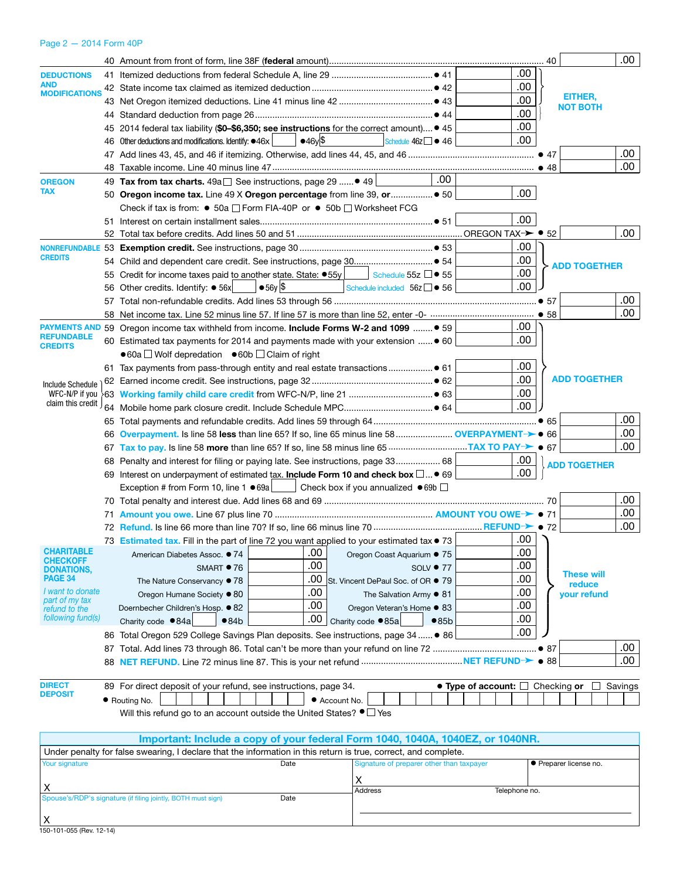Page 2 — 2014 Form 40P

40 Amount from front of form, line 38F (**federal** amount) ... 40 .00

## DEDUCTIONS AND MODIFICATIONS

41 Itemized deductions from federal Schedule A, line 29 ... ● 41 .00
42 State income tax claimed as itemized deduction ... ● 42 .00
43 Net Oregon itemized deductions. Line 41 minus line 42 ... ● 43 .00
44 Standard deduction from page 26 ... ● 44 .00

**EITHER, NOT BOTH**

45 2014 federal tax liability (**$0–$6,350; see instructions** for the correct amount) ... ● 45 .00
46 Other deductions and modifications. Identify: ●46x ●46y $ Schedule 46z ☐ ● 46 .00
47 Add lines 43, 45, and 46 if itemizing. Otherwise, add lines 44, 45, and 46 ... ● 47 .00
48 Taxable income. Line 40 minus line 47 ... ● 48 .00

## OREGON TAX

49 **Tax from tax charts.** 49a ☐ See instructions, page 29 ... ● 49 .00
50 **Oregon income tax.** Line 49 X **Oregon percentage** from line 39, **or** ... ● 50 .00
Check if tax is from: ● 50a ☐ Form FIA-40P or ● 50b ☐ Worksheet FCG
51 Interest on certain installment sales ... ● 51 .00
52 Total tax before credits. Add lines 50 and 51 ... OREGON TAX ● 52 .00

## NONREFUNDABLE CREDITS

53 **Exemption credit.** See instructions, page 30 ... ● 53 .00
54 Child and dependent care credit. See instructions, page 30 ... ● 54 .00
55 Credit for income taxes paid to another state. State: ●55y Schedule 55z ☐ ● 55 .00
56 Other credits. Identify: ● 56x ●56y $ Schedule included 56z ☐ ● 56 .00

**ADD TOGETHER**

57 Total non-refundable credits. Add lines 53 through 56 ... ● 57 .00
58 Net income tax. Line 52 minus line 57. If line 57 is more than line 52, enter -0- ... ● 58 .00

## PAYMENTS AND REFUNDABLE CREDITS

59 Oregon income tax withheld from income. **Include Forms W-2 and 1099** ... ● 59 .00
60 Estimated tax payments for 2014 and payments made with your extension ... ● 60 .00
●60a ☐ Wolf depredation ●60b ☐ Claim of right
61 Tax payments from pass-through entity and real estate transactions ... ● 61 .00

Include Schedule WFC-N/P if you claim this credit

62 Earned income credit. See instructions, page 32 ... ● 62 .00
63 **Working family child care credit** from WFC-N/P, line 21 ... ● 63 .00
64 Mobile home park closure credit. Include Schedule MPC ... ● 64 .00

**ADD TOGETHER**

65 Total payments and refundable credits. Add lines 59 through 64 ... ● 65 .00
66 **Overpayment.** Is line 58 **less** than line 65? If so, line 65 minus line 58 ... OVERPAYMENT ● 66 .00
67 **Tax to pay.** Is line 58 **more** than line 65? If so, line 58 minus line 65 ... TAX TO PAY ● 67 .00
68 Penalty and interest for filing or paying late. See instructions, page 33 ... 68 .00
69 Interest on underpayment of estimated tax. **Include Form 10 and check box** ☐ ... ● 69 .00

**ADD TOGETHER**

Exception # from Form 10, line 1 ●69a Check box if you annualized ●69b ☐
70 Total penalty and interest due. Add lines 68 and 69 ... 70 .00
71 **Amount you owe.** Line 67 plus line 70 ... AMOUNT YOU OWE ● 71 .00
72 **Refund.** Is line 66 more than line 70? If so, line 66 minus line 70 ... REFUND ● 72 .00
73 **Estimated tax.** Fill in the part of line 72 you want applied to your estimated tax ● 73 .00

## CHARITABLE CHECKOFF DONATIONS, PAGE 34

*I want to donate part of my tax refund to the following fund(s)*

| | | | |
|---|---|---|---|
| American Diabetes Assoc. ● 74 | .00 | Oregon Coast Aquarium ● 75 | .00 |
| SMART ● 76 | .00 | SOLV ● 77 | .00 |
| The Nature Conservancy ● 78 | .00 | St. Vincent DePaul Soc. of OR ● 79 | .00 |
| Oregon Humane Society ● 80 | .00 | The Salvation Army ● 81 | .00 |
| Doernbecher Children's Hosp. ● 82 | .00 | Oregon Veteran's Home ● 83 | .00 |
| Charity code ●84a ●84b | .00 | Charity code ●85a ●85b | .00 |

**These will reduce your refund**

86 Total Oregon 529 College Savings Plan deposits. See instructions, page 34 ... ● 86 .00
87 Total. Add lines 73 through 86. Total can't be more than your refund on line 72 ... ● 87 .00
88 **NET REFUND.** Line 72 minus line 87. This is your net refund ... NET REFUND ● 88 .00

## DIRECT DEPOSIT

89 For direct deposit of your refund, see instructions, page 34. ● **Type of account:** ☐ Checking **or** ☐ Savings
● Routing No. ● Account No.
Will this refund go to an account outside the United States? ● ☐ Yes

**Important: Include a copy of your federal Form 1040, 1040A, 1040EZ, or 1040NR.**

Under penalty for false swearing, I declare that the information in this return is true, correct, and complete.

Your signature X Date
Signature of preparer other than taxpayer X ● Preparer license no.
Spouse's/RDP's signature (if filing jointly, BOTH must sign) X Date
Address Telephone no.

150-101-055 (Rev. 12-14)